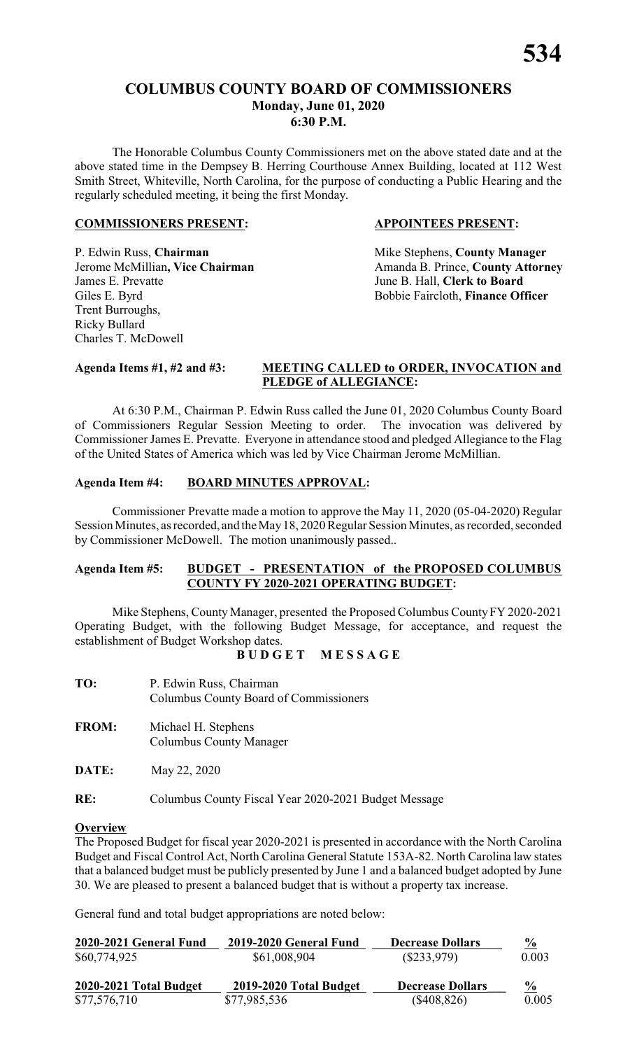# COLUMBUS COUNTY BOARD OF COMMISSIONERS
## Monday, June 01, 2020
## 6:30 P.M.

The Honorable Columbus County Commissioners met on the above stated date and at the above stated time in the Dempsey B. Herring Courthouse Annex Building, located at 112 West Smith Street, Whiteville, North Carolina, for the purpose of conducting a Public Hearing and the regularly scheduled meeting, it being the first Monday.

**COMMISSIONERS PRESENT:**

P. Edwin Russ, **Chairman**
Jerome McMillian**, Vice Chairman**
James E. Prevatte
Giles E. Byrd
Trent Burroughs,
Ricky Bullard
Charles T. McDowell

**APPOINTEES PRESENT:**

Mike Stephens, **County Manager**
Amanda B. Prince, **County Attorney**
June B. Hall, **Clerk to Board**
Bobbie Faircloth, **Finance Officer**

**Agenda Items #1, #2 and #3: MEETING CALLED to ORDER, INVOCATION and PLEDGE of ALLEGIANCE:**

At 6:30 P.M., Chairman P. Edwin Russ called the June 01, 2020 Columbus County Board of Commissioners Regular Session Meeting to order. The invocation was delivered by Commissioner James E. Prevatte. Everyone in attendance stood and pledged Allegiance to the Flag of the United States of America which was led by Vice Chairman Jerome McMillian.

**Agenda Item #4: BOARD MINUTES APPROVAL:**

Commissioner Prevatte made a motion to approve the May 11, 2020 (05-04-2020) Regular Session Minutes, as recorded, and the May 18, 2020 Regular Session Minutes, as recorded, seconded by Commissioner McDowell. The motion unanimously passed..

**Agenda Item #5: BUDGET - PRESENTATION of the PROPOSED COLUMBUS COUNTY FY 2020-2021 OPERATING BUDGET:**

Mike Stephens, County Manager, presented the Proposed Columbus County FY 2020-2021 Operating Budget, with the following Budget Message, for acceptance, and request the establishment of Budget Workshop dates.

**B U D G E T M E S S A G E**

**TO:** P. Edwin Russ, Chairman
Columbus County Board of Commissioners

**FROM:** Michael H. Stephens
Columbus County Manager

**DATE:** May 22, 2020

**RE:** Columbus County Fiscal Year 2020-2021 Budget Message

**Overview**

The Proposed Budget for fiscal year 2020-2021 is presented in accordance with the North Carolina Budget and Fiscal Control Act, North Carolina General Statute 153A-82. North Carolina law states that a balanced budget must be publicly presented by June 1 and a balanced budget adopted by June 30. We are pleased to present a balanced budget that is without a property tax increase.

General fund and total budget appropriations are noted below:

| 2020-2021 General Fund | 2019-2020 General Fund | Decrease Dollars | % |
|---|---|---|---|
| $60,774,925 | $61,008,904 | ($233,979) | 0.003 |

| 2020-2021 Total Budget | 2019-2020 Total Budget | Decrease Dollars | % |
|---|---|---|---|
| $77,576,710 | $77,985,536 | ($408,826) | 0.005 |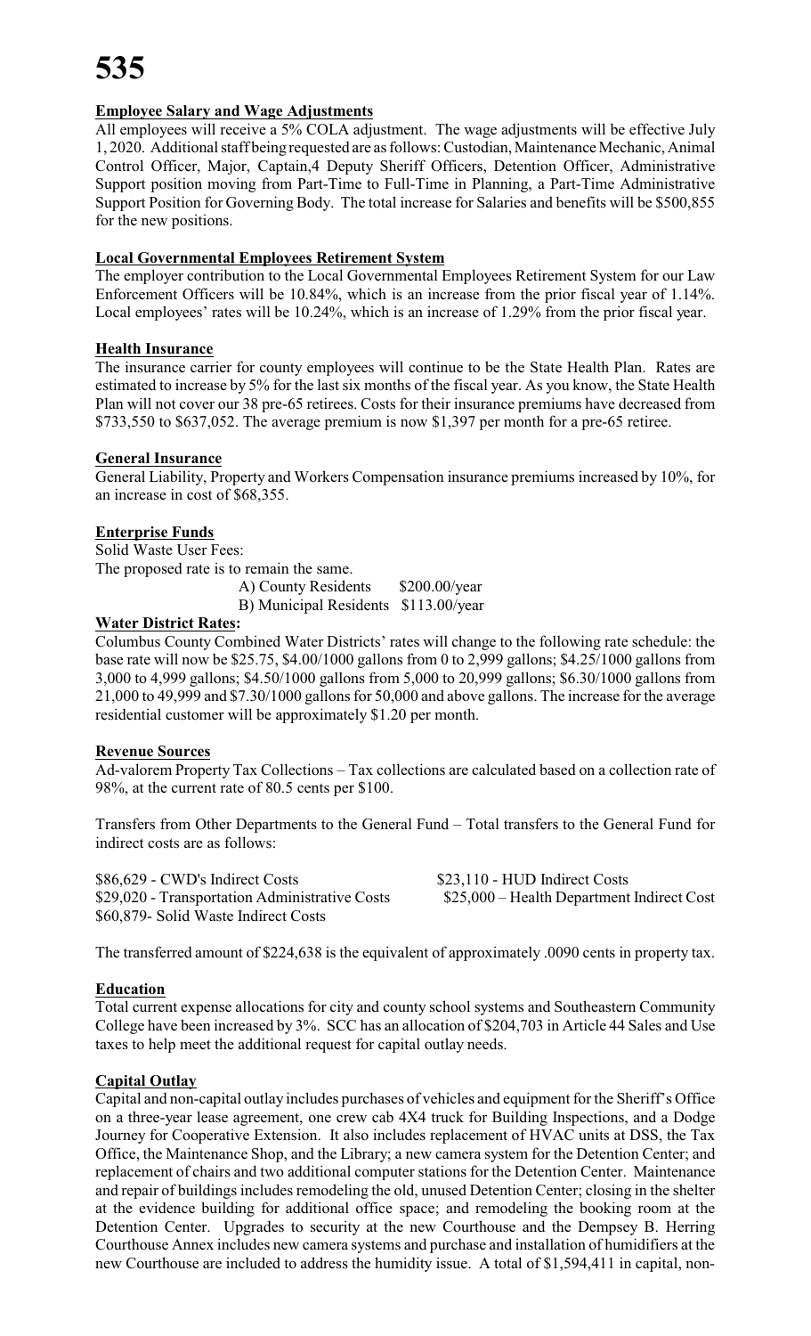**Employee Salary and Wage Adjustments**

All employees will receive a 5% COLA adjustment. The wage adjustments will be effective July 1, 2020. Additional staff being requested are as follows: Custodian, Maintenance Mechanic, Animal Control Officer, Major, Captain,4 Deputy Sheriff Officers, Detention Officer, Administrative Support position moving from Part-Time to Full-Time in Planning, a Part-Time Administrative Support Position for Governing Body. The total increase for Salaries and benefits will be $500,855 for the new positions.

**Local Governmental Employees Retirement System**

The employer contribution to the Local Governmental Employees Retirement System for our Law Enforcement Officers will be 10.84%, which is an increase from the prior fiscal year of 1.14%. Local employees' rates will be 10.24%, which is an increase of 1.29% from the prior fiscal year.

**Health Insurance**

The insurance carrier for county employees will continue to be the State Health Plan. Rates are estimated to increase by 5% for the last six months of the fiscal year. As you know, the State Health Plan will not cover our 38 pre-65 retirees. Costs for their insurance premiums have decreased from $733,550 to $637,052. The average premium is now $1,397 per month for a pre-65 retiree.

**General Insurance**

General Liability, Property and Workers Compensation insurance premiums increased by 10%, for an increase in cost of $68,355.

**Enterprise Funds**

Solid Waste User Fees:

The proposed rate is to remain the same.

A) County Residents $200.00/year

B) Municipal Residents $113.00/year

**Water District Rates:**

Columbus County Combined Water Districts' rates will change to the following rate schedule: the base rate will now be $25.75, $4.00/1000 gallons from 0 to 2,999 gallons; $4.25/1000 gallons from 3,000 to 4,999 gallons; $4.50/1000 gallons from 5,000 to 20,999 gallons; $6.30/1000 gallons from 21,000 to 49,999 and $7.30/1000 gallons for 50,000 and above gallons. The increase for the average residential customer will be approximately $1.20 per month.

**Revenue Sources**

Ad-valorem Property Tax Collections – Tax collections are calculated based on a collection rate of 98%, at the current rate of 80.5 cents per $100.

Transfers from Other Departments to the General Fund – Total transfers to the General Fund for indirect costs are as follows:

$86,629 - CWD's Indirect Costs
$29,020 - Transportation Administrative Costs
$60,879- Solid Waste Indirect Costs
$23,110 - HUD Indirect Costs
$25,000 – Health Department Indirect Cost

The transferred amount of $224,638 is the equivalent of approximately .0090 cents in property tax.

**Education**

Total current expense allocations for city and county school systems and Southeastern Community College have been increased by 3%. SCC has an allocation of $204,703 in Article 44 Sales and Use taxes to help meet the additional request for capital outlay needs.

**Capital Outlay**

Capital and non-capital outlay includes purchases of vehicles and equipment for the Sheriff's Office on a three-year lease agreement, one crew cab 4X4 truck for Building Inspections, and a Dodge Journey for Cooperative Extension. It also includes replacement of HVAC units at DSS, the Tax Office, the Maintenance Shop, and the Library; a new camera system for the Detention Center; and replacement of chairs and two additional computer stations for the Detention Center. Maintenance and repair of buildings includes remodeling the old, unused Detention Center; closing in the shelter at the evidence building for additional office space; and remodeling the booking room at the Detention Center. Upgrades to security at the new Courthouse and the Dempsey B. Herring Courthouse Annex includes new camera systems and purchase and installation of humidifiers at the new Courthouse are included to address the humidity issue. A total of $1,594,411 in capital, non-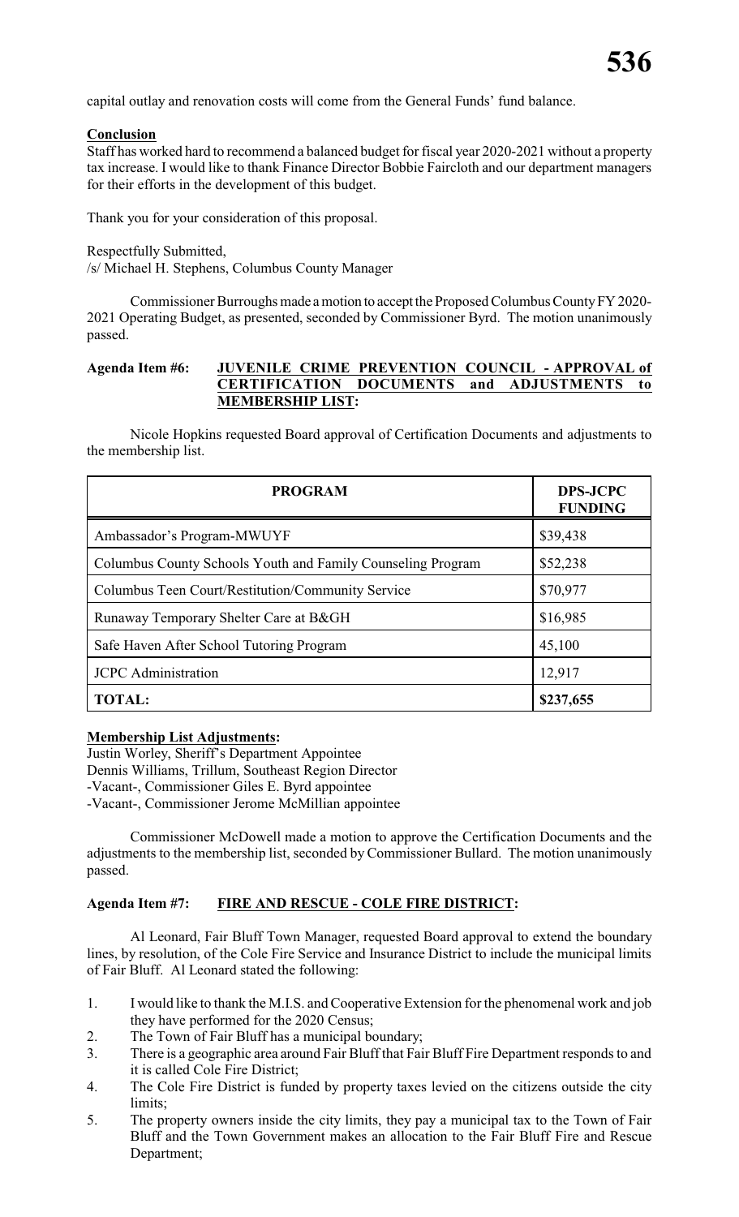capital outlay and renovation costs will come from the General Funds' fund balance.

**Conclusion**

Staff has worked hard to recommend a balanced budget for fiscal year 2020-2021 without a property tax increase. I would like to thank Finance Director Bobbie Faircloth and our department managers for their efforts in the development of this budget.

Thank you for your consideration of this proposal.

Respectfully Submitted,
/s/ Michael H. Stephens, Columbus County Manager

Commissioner Burroughs made a motion to accept the Proposed Columbus County FY 2020-2021 Operating Budget, as presented, seconded by Commissioner Byrd. The motion unanimously passed.

**Agenda Item #6: JUVENILE CRIME PREVENTION COUNCIL - APPROVAL of CERTIFICATION DOCUMENTS and ADJUSTMENTS to MEMBERSHIP LIST:**

Nicole Hopkins requested Board approval of Certification Documents and adjustments to the membership list.

| PROGRAM | DPS-JCPC FUNDING |
|---|---|
| Ambassador's Program-MWUYF | \$39,438 |
| Columbus County Schools Youth and Family Counseling Program | \$52,238 |
| Columbus Teen Court/Restitution/Community Service | \$70,977 |
| Runaway Temporary Shelter Care at B&GH | \$16,985 |
| Safe Haven After School Tutoring Program | 45,100 |
| JCPC Administration | 12,917 |
| **TOTAL:** | **\$237,655** |

**Membership List Adjustments:**

Justin Worley, Sheriff's Department Appointee
Dennis Williams, Trillum, Southeast Region Director
-Vacant-, Commissioner Giles E. Byrd appointee
-Vacant-, Commissioner Jerome McMillian appointee

Commissioner McDowell made a motion to approve the Certification Documents and the adjustments to the membership list, seconded by Commissioner Bullard. The motion unanimously passed.

**Agenda Item #7: FIRE AND RESCUE - COLE FIRE DISTRICT:**

Al Leonard, Fair Bluff Town Manager, requested Board approval to extend the boundary lines, by resolution, of the Cole Fire Service and Insurance District to include the municipal limits of Fair Bluff. Al Leonard stated the following:

1. I would like to thank the M.I.S. and Cooperative Extension for the phenomenal work and job they have performed for the 2020 Census;
2. The Town of Fair Bluff has a municipal boundary;
3. There is a geographic area around Fair Bluff that Fair Bluff Fire Department responds to and it is called Cole Fire District;
4. The Cole Fire District is funded by property taxes levied on the citizens outside the city limits;
5. The property owners inside the city limits, they pay a municipal tax to the Town of Fair Bluff and the Town Government makes an allocation to the Fair Bluff Fire and Rescue Department;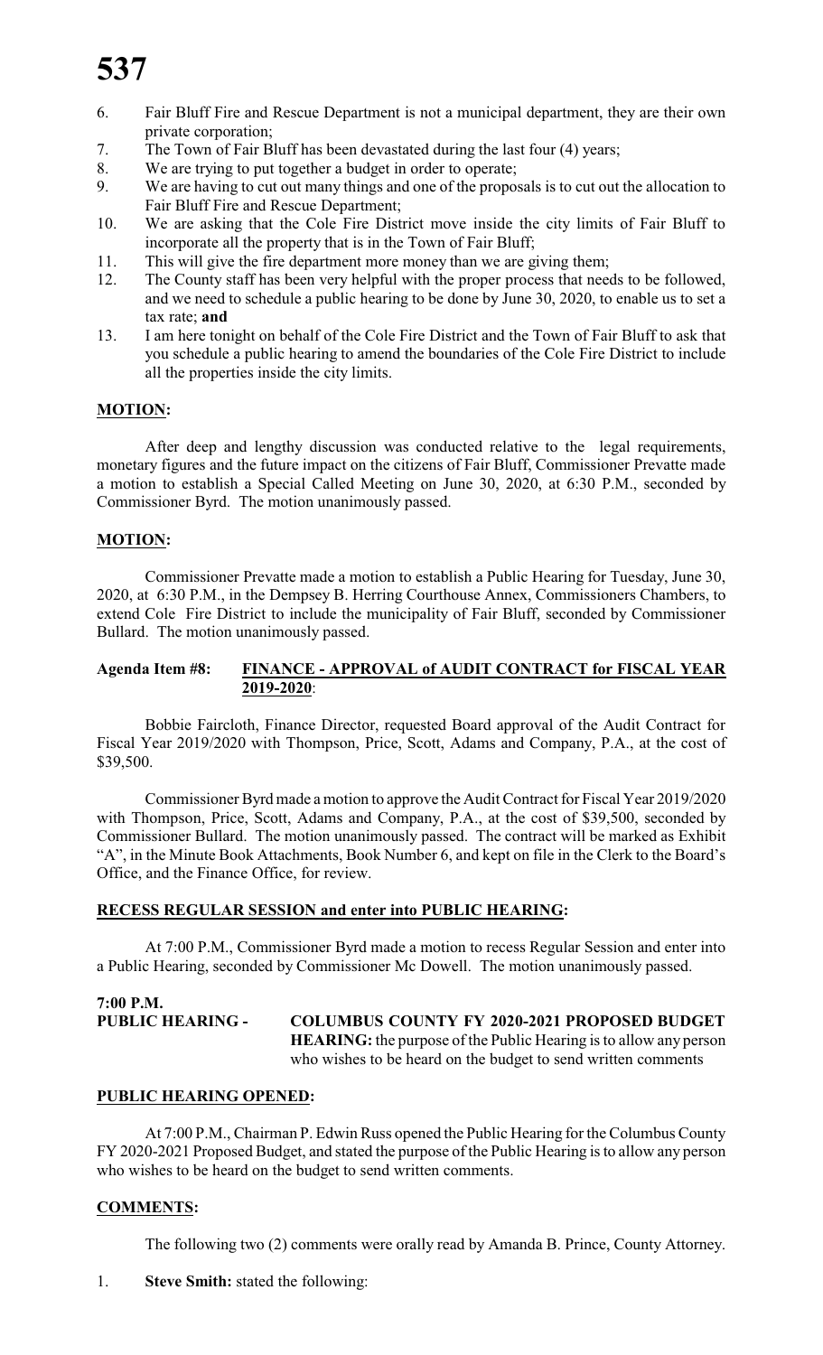6. Fair Bluff Fire and Rescue Department is not a municipal department, they are their own private corporation;
7. The Town of Fair Bluff has been devastated during the last four (4) years;
8. We are trying to put together a budget in order to operate;
9. We are having to cut out many things and one of the proposals is to cut out the allocation to Fair Bluff Fire and Rescue Department;
10. We are asking that the Cole Fire District move inside the city limits of Fair Bluff to incorporate all the property that is in the Town of Fair Bluff;
11. This will give the fire department more money than we are giving them;
12. The County staff has been very helpful with the proper process that needs to be followed, and we need to schedule a public hearing to be done by June 30, 2020, to enable us to set a tax rate; **and**
13. I am here tonight on behalf of the Cole Fire District and the Town of Fair Bluff to ask that you schedule a public hearing to amend the boundaries of the Cole Fire District to include all the properties inside the city limits.

**MOTION:**

After deep and lengthy discussion was conducted relative to the legal requirements, monetary figures and the future impact on the citizens of Fair Bluff, Commissioner Prevatte made a motion to establish a Special Called Meeting on June 30, 2020, at 6:30 P.M., seconded by Commissioner Byrd. The motion unanimously passed.

**MOTION:**

Commissioner Prevatte made a motion to establish a Public Hearing for Tuesday, June 30, 2020, at 6:30 P.M., in the Dempsey B. Herring Courthouse Annex, Commissioners Chambers, to extend Cole Fire District to include the municipality of Fair Bluff, seconded by Commissioner Bullard. The motion unanimously passed.

**Agenda Item #8: FINANCE - APPROVAL of AUDIT CONTRACT for FISCAL YEAR 2019-2020:**

Bobbie Faircloth, Finance Director, requested Board approval of the Audit Contract for Fiscal Year 2019/2020 with Thompson, Price, Scott, Adams and Company, P.A., at the cost of $39,500.

Commissioner Byrd made a motion to approve the Audit Contract for Fiscal Year 2019/2020 with Thompson, Price, Scott, Adams and Company, P.A., at the cost of $39,500, seconded by Commissioner Bullard. The motion unanimously passed. The contract will be marked as Exhibit "A", in the Minute Book Attachments, Book Number 6, and kept on file in the Clerk to the Board's Office, and the Finance Office, for review.

**RECESS REGULAR SESSION and enter into PUBLIC HEARING:**

At 7:00 P.M., Commissioner Byrd made a motion to recess Regular Session and enter into a Public Hearing, seconded by Commissioner Mc Dowell. The motion unanimously passed.

**7:00 P.M.**
**PUBLIC HEARING - COLUMBUS COUNTY FY 2020-2021 PROPOSED BUDGET HEARING:** the purpose of the Public Hearing is to allow any person who wishes to be heard on the budget to send written comments

**PUBLIC HEARING OPENED:**

At 7:00 P.M., Chairman P. Edwin Russ opened the Public Hearing for the Columbus County FY 2020-2021 Proposed Budget, and stated the purpose of the Public Hearing is to allow any person who wishes to be heard on the budget to send written comments.

**COMMENTS:**

The following two (2) comments were orally read by Amanda B. Prince, County Attorney.

1. **Steve Smith:** stated the following: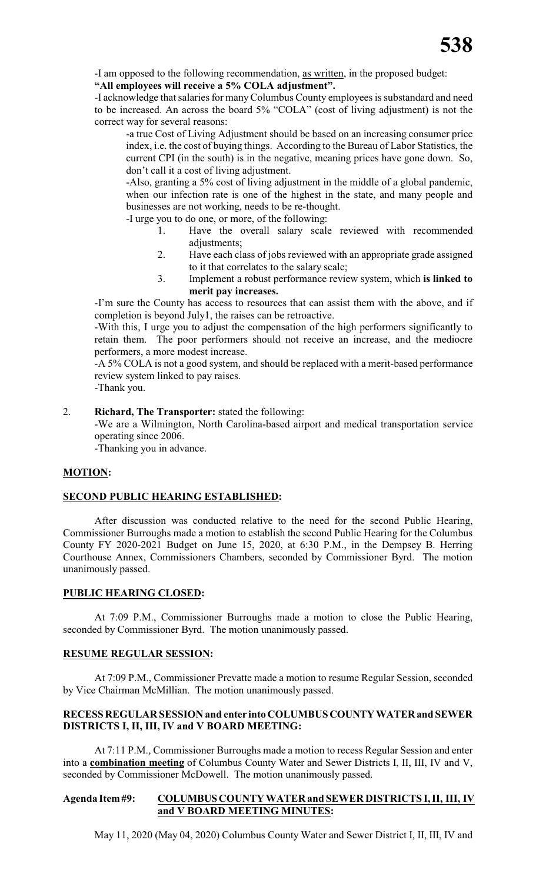-I am opposed to the following recommendation, as written, in the proposed budget:

**"All employees will receive a 5% COLA adjustment".**

-I acknowledge that salaries for many Columbus County employees is substandard and need to be increased. An across the board 5% "COLA" (cost of living adjustment) is not the correct way for several reasons:

-a true Cost of Living Adjustment should be based on an increasing consumer price index, i.e. the cost of buying things. According to the Bureau of Labor Statistics, the current CPI (in the south) is in the negative, meaning prices have gone down. So, don't call it a cost of living adjustment.

-Also, granting a 5% cost of living adjustment in the middle of a global pandemic, when our infection rate is one of the highest in the state, and many people and businesses are not working, needs to be re-thought.

-I urge you to do one, or more, of the following:

1. Have the overall salary scale reviewed with recommended adjustments;
2. Have each class of jobs reviewed with an appropriate grade assigned to it that correlates to the salary scale;
3. Implement a robust performance review system, which **is linked to merit pay increases.**

-I'm sure the County has access to resources that can assist them with the above, and if completion is beyond July1, the raises can be retroactive.

-With this, I urge you to adjust the compensation of the high performers significantly to retain them. The poor performers should not receive an increase, and the mediocre performers, a more modest increase.

-A 5% COLA is not a good system, and should be replaced with a merit-based performance review system linked to pay raises.

-Thank you.

2. **Richard, The Transporter:** stated the following:

   -We are a Wilmington, North Carolina-based airport and medical transportation service operating since 2006.

   -Thanking you in advance.

**MOTION:**

**SECOND PUBLIC HEARING ESTABLISHED:**

After discussion was conducted relative to the need for the second Public Hearing, Commissioner Burroughs made a motion to establish the second Public Hearing for the Columbus County FY 2020-2021 Budget on June 15, 2020, at 6:30 P.M., in the Dempsey B. Herring Courthouse Annex, Commissioners Chambers, seconded by Commissioner Byrd. The motion unanimously passed.

**PUBLIC HEARING CLOSED:**

At 7:09 P.M., Commissioner Burroughs made a motion to close the Public Hearing, seconded by Commissioner Byrd. The motion unanimously passed.

**RESUME REGULAR SESSION:**

At 7:09 P.M., Commissioner Prevatte made a motion to resume Regular Session, seconded by Vice Chairman McMillian. The motion unanimously passed.

**RECESS REGULAR SESSION and enter into COLUMBUS COUNTY WATER and SEWER DISTRICTS I, II, III, IV and V BOARD MEETING:**

At 7:11 P.M., Commissioner Burroughs made a motion to recess Regular Session and enter into a **combination meeting** of Columbus County Water and Sewer Districts I, II, III, IV and V, seconded by Commissioner McDowell. The motion unanimously passed.

**Agenda Item #9: COLUMBUS COUNTY WATER and SEWER DISTRICTS I, II, III, IV and V BOARD MEETING MINUTES:**

May 11, 2020 (May 04, 2020) Columbus County Water and Sewer District I, II, III, IV and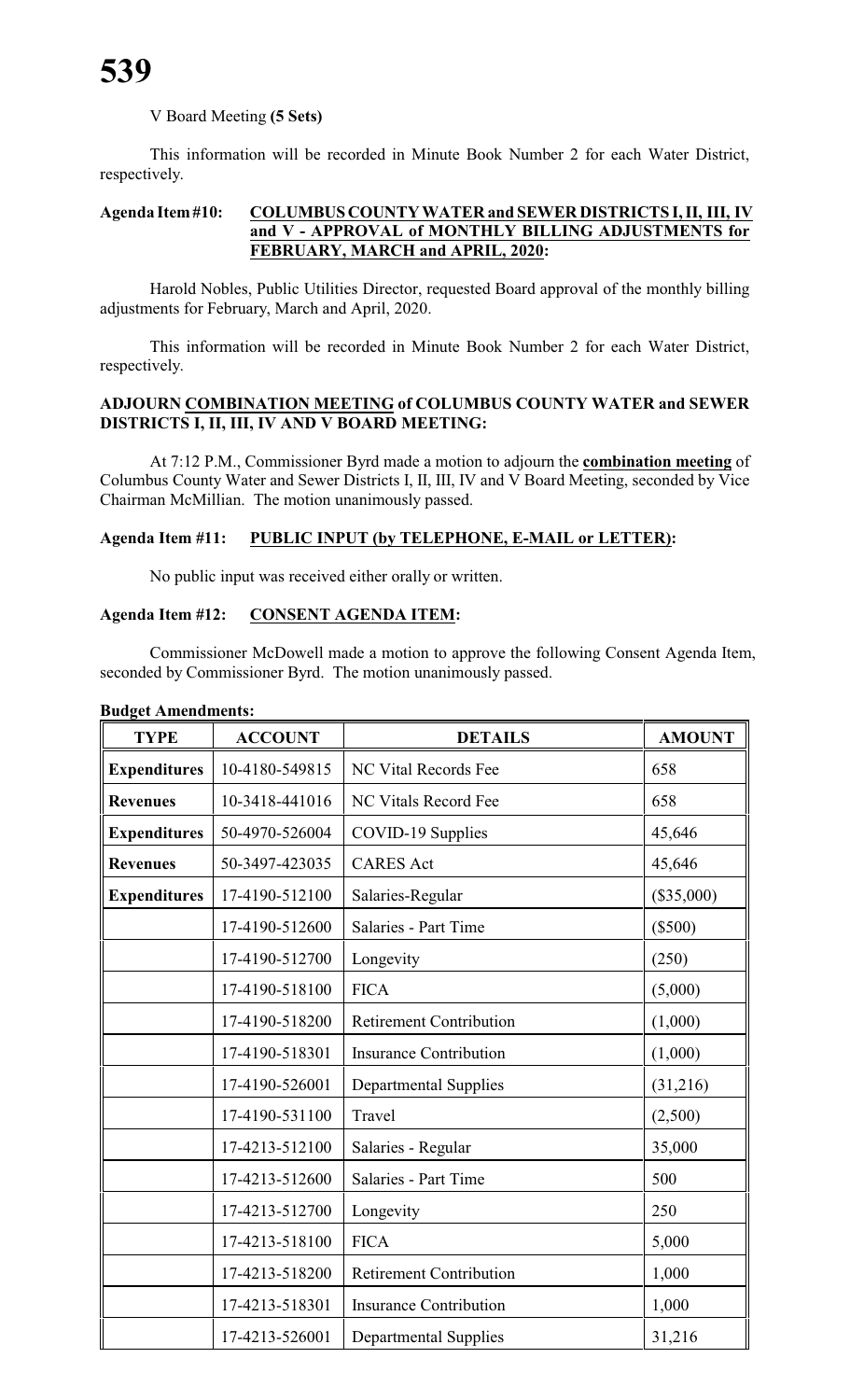V Board Meeting **(5 Sets)**

This information will be recorded in Minute Book Number 2 for each Water District, respectively.

**Agenda Item #10: COLUMBUS COUNTY WATER and SEWER DISTRICTS I, II, III, IV and V - APPROVAL of MONTHLY BILLING ADJUSTMENTS for FEBRUARY, MARCH and APRIL, 2020:**

Harold Nobles, Public Utilities Director, requested Board approval of the monthly billing adjustments for February, March and April, 2020.

This information will be recorded in Minute Book Number 2 for each Water District, respectively.

**ADJOURN COMBINATION MEETING of COLUMBUS COUNTY WATER and SEWER DISTRICTS I, II, III, IV AND V BOARD MEETING:**

At 7:12 P.M., Commissioner Byrd made a motion to adjourn the **combination meeting** of Columbus County Water and Sewer Districts I, II, III, IV and V Board Meeting, seconded by Vice Chairman McMillian. The motion unanimously passed.

**Agenda Item #11: PUBLIC INPUT (by TELEPHONE, E-MAIL or LETTER):**

No public input was received either orally or written.

**Agenda Item #12: CONSENT AGENDA ITEM:**

Commissioner McDowell made a motion to approve the following Consent Agenda Item, seconded by Commissioner Byrd. The motion unanimously passed.

**Budget Amendments:**

| TYPE | ACCOUNT | DETAILS | AMOUNT |
|---|---|---|---|
| **Expenditures** | 10-4180-549815 | NC Vital Records Fee | 658 |
| **Revenues** | 10-3418-441016 | NC Vitals Record Fee | 658 |
| **Expenditures** | 50-4970-526004 | COVID-19 Supplies | 45,646 |
| **Revenues** | 50-3497-423035 | CARES Act | 45,646 |
| **Expenditures** | 17-4190-512100 | Salaries-Regular | ($35,000) |
| | 17-4190-512600 | Salaries - Part Time | ($500) |
| | 17-4190-512700 | Longevity | (250) |
| | 17-4190-518100 | FICA | (5,000) |
| | 17-4190-518200 | Retirement Contribution | (1,000) |
| | 17-4190-518301 | Insurance Contribution | (1,000) |
| | 17-4190-526001 | Departmental Supplies | (31,216) |
| | 17-4190-531100 | Travel | (2,500) |
| | 17-4213-512100 | Salaries - Regular | 35,000 |
| | 17-4213-512600 | Salaries - Part Time | 500 |
| | 17-4213-512700 | Longevity | 250 |
| | 17-4213-518100 | FICA | 5,000 |
| | 17-4213-518200 | Retirement Contribution | 1,000 |
| | 17-4213-518301 | Insurance Contribution | 1,000 |
| | 17-4213-526001 | Departmental Supplies | 31,216 |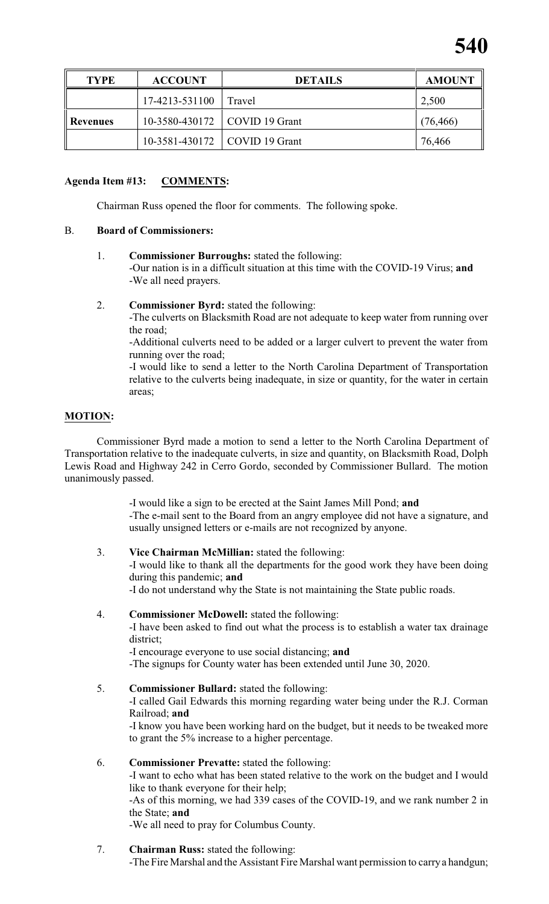| TYPE | ACCOUNT | DETAILS | AMOUNT |
|---|---|---|---|
| | 17-4213-531100 | Travel | 2,500 |
| **Revenues** | 10-3580-430172 | COVID 19 Grant | (76,466) |
| | 10-3581-430172 | COVID 19 Grant | 76,466 |

**Agenda Item #13: COMMENTS:**

Chairman Russ opened the floor for comments. The following spoke.

B. **Board of Commissioners:**

1. **Commissioner Burroughs:** stated the following:
   -Our nation is in a difficult situation at this time with the COVID-19 Virus; **and**
   -We all need prayers.

2. **Commissioner Byrd:** stated the following:
   -The culverts on Blacksmith Road are not adequate to keep water from running over the road;
   -Additional culverts need to be added or a larger culvert to prevent the water from running over the road;
   -I would like to send a letter to the North Carolina Department of Transportation relative to the culverts being inadequate, in size or quantity, for the water in certain areas;

**MOTION:**

Commissioner Byrd made a motion to send a letter to the North Carolina Department of Transportation relative to the inadequate culverts, in size and quantity, on Blacksmith Road, Dolph Lewis Road and Highway 242 in Cerro Gordo, seconded by Commissioner Bullard. The motion unanimously passed.

-I would like a sign to be erected at the Saint James Mill Pond; **and**
-The e-mail sent to the Board from an angry employee did not have a signature, and usually unsigned letters or e-mails are not recognized by anyone.

3. **Vice Chairman McMillian:** stated the following:
   -I would like to thank all the departments for the good work they have been doing during this pandemic; **and**
   -I do not understand why the State is not maintaining the State public roads.

4. **Commissioner McDowell:** stated the following:
   -I have been asked to find out what the process is to establish a water tax drainage district;
   -I encourage everyone to use social distancing; **and**
   -The signups for County water has been extended until June 30, 2020.

5. **Commissioner Bullard:** stated the following:
   -I called Gail Edwards this morning regarding water being under the R.J. Corman Railroad; **and**
   -I know you have been working hard on the budget, but it needs to be tweaked more to grant the 5% increase to a higher percentage.

6. **Commissioner Prevatte:** stated the following:
   -I want to echo what has been stated relative to the work on the budget and I would like to thank everyone for their help;
   -As of this morning, we had 339 cases of the COVID-19, and we rank number 2 in the State; **and**
   -We all need to pray for Columbus County.

7. **Chairman Russ:** stated the following:
   -The Fire Marshal and the Assistant Fire Marshal want permission to carry a handgun;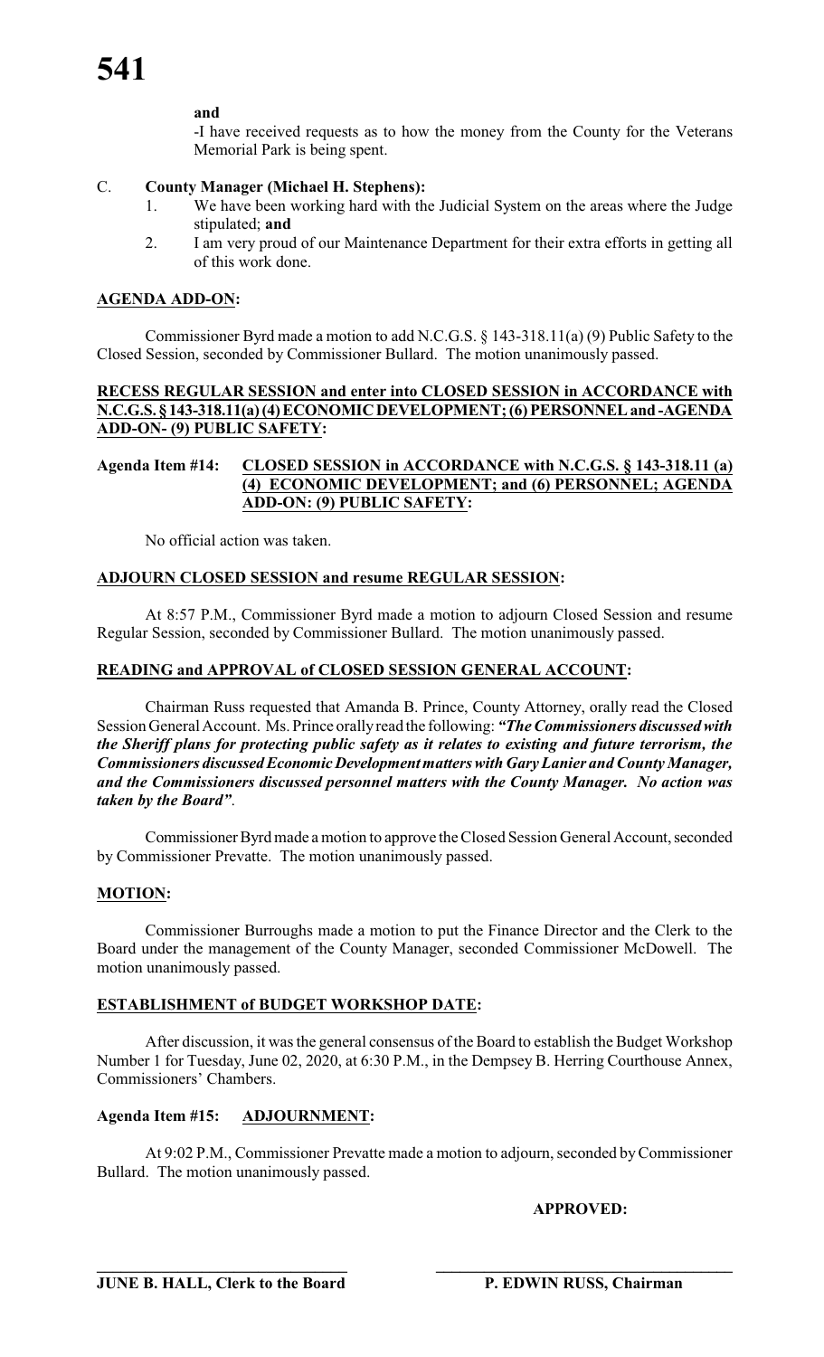**and**

-I have received requests as to how the money from the County for the Veterans Memorial Park is being spent.

C. **County Manager (Michael H. Stephens):**

1. We have been working hard with the Judicial System on the areas where the Judge stipulated; **and**
2. I am very proud of our Maintenance Department for their extra efforts in getting all of this work done.

**AGENDA ADD-ON:**

Commissioner Byrd made a motion to add N.C.G.S. § 143-318.11(a) (9) Public Safety to the Closed Session, seconded by Commissioner Bullard. The motion unanimously passed.

**RECESS REGULAR SESSION and enter into CLOSED SESSION in ACCORDANCE with N.C.G.S. § 143-318.11(a) (4) ECONOMIC DEVELOPMENT; (6) PERSONNEL and -AGENDA ADD-ON- (9) PUBLIC SAFETY:**

**Agenda Item #14: CLOSED SESSION in ACCORDANCE with N.C.G.S. § 143-318.11 (a) (4) ECONOMIC DEVELOPMENT; and (6) PERSONNEL; AGENDA ADD-ON: (9) PUBLIC SAFETY:**

No official action was taken.

**ADJOURN CLOSED SESSION and resume REGULAR SESSION:**

At 8:57 P.M., Commissioner Byrd made a motion to adjourn Closed Session and resume Regular Session, seconded by Commissioner Bullard. The motion unanimously passed.

**READING and APPROVAL of CLOSED SESSION GENERAL ACCOUNT:**

Chairman Russ requested that Amanda B. Prince, County Attorney, orally read the Closed Session General Account. Ms. Prince orally read the following: ***"The Commissioners discussed with the Sheriff plans for protecting public safety as it relates to existing and future terrorism, the Commissioners discussed Economic Development matters with Gary Lanier and County Manager, and the Commissioners discussed personnel matters with the County Manager. No action was taken by the Board"***.

Commissioner Byrd made a motion to approve the Closed Session General Account, seconded by Commissioner Prevatte. The motion unanimously passed.

**MOTION:**

Commissioner Burroughs made a motion to put the Finance Director and the Clerk to the Board under the management of the County Manager, seconded Commissioner McDowell. The motion unanimously passed.

**ESTABLISHMENT of BUDGET WORKSHOP DATE:**

After discussion, it was the general consensus of the Board to establish the Budget Workshop Number 1 for Tuesday, June 02, 2020, at 6:30 P.M., in the Dempsey B. Herring Courthouse Annex, Commissioners' Chambers.

**Agenda Item #15: ADJOURNMENT:**

At 9:02 P.M., Commissioner Prevatte made a motion to adjourn, seconded by Commissioner Bullard. The motion unanimously passed.

**APPROVED:**

______________________________ ______________________________

**JUNE B. HALL, Clerk to the Board** **P. EDWIN RUSS, Chairman**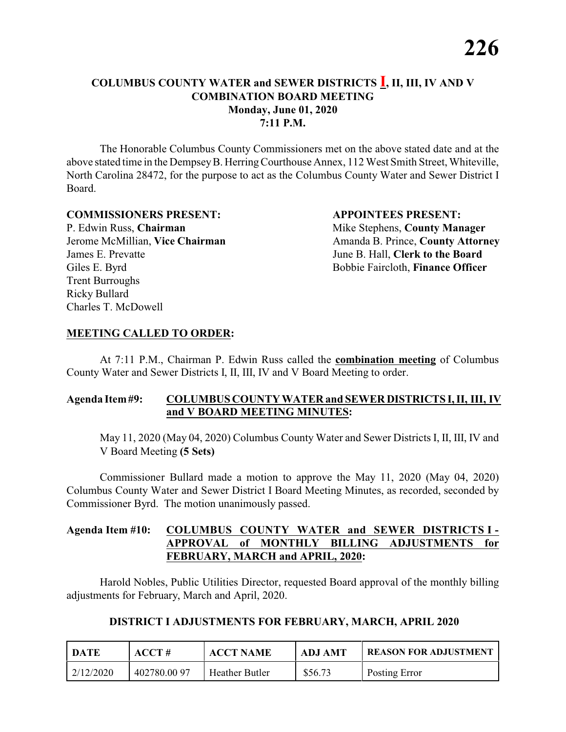**COLUMBUS COUNTY WATER and SEWER DISTRICTS I, II, III, IV AND V COMBINATION BOARD MEETING**
**Monday, June 01, 2020**
**7:11 P.M.**

The Honorable Columbus County Commissioners met on the above stated date and at the above stated time in the Dempsey B. Herring Courthouse Annex, 112 West Smith Street, Whiteville, North Carolina 28472, for the purpose to act as the Columbus County Water and Sewer District I Board.

**COMMISSIONERS PRESENT:**

P. Edwin Russ, **Chairman**
Jerome McMillian, **Vice Chairman**
James E. Prevatte
Giles E. Byrd
Trent Burroughs
Ricky Bullard
Charles T. McDowell

**APPOINTEES PRESENT:**

Mike Stephens, **County Manager**
Amanda B. Prince, **County Attorney**
June B. Hall, **Clerk to the Board**
Bobbie Faircloth, **Finance Officer**

**MEETING CALLED TO ORDER:**

At 7:11 P.M., Chairman P. Edwin Russ called the **combination meeting** of Columbus County Water and Sewer Districts I, II, III, IV and V Board Meeting to order.

**Agenda Item #9: COLUMBUS COUNTY WATER and SEWER DISTRICTS I, II, III, IV and V BOARD MEETING MINUTES:**

May 11, 2020 (May 04, 2020) Columbus County Water and Sewer Districts I, II, III, IV and V Board Meeting **(5 Sets)**

Commissioner Bullard made a motion to approve the May 11, 2020 (May 04, 2020) Columbus County Water and Sewer District I Board Meeting Minutes, as recorded, seconded by Commissioner Byrd. The motion unanimously passed.

**Agenda Item #10: COLUMBUS COUNTY WATER and SEWER DISTRICTS I - APPROVAL of MONTHLY BILLING ADJUSTMENTS for FEBRUARY, MARCH and APRIL, 2020:**

Harold Nobles, Public Utilities Director, requested Board approval of the monthly billing adjustments for February, March and April, 2020.

**DISTRICT I ADJUSTMENTS FOR FEBRUARY, MARCH, APRIL 2020**

| DATE | ACCT # | ACCT NAME | ADJ AMT | REASON FOR ADJUSTMENT |
|---|---|---|---|---|
| 2/12/2020 | 402780.00 97 | Heather Butler | $56.73 | Posting Error |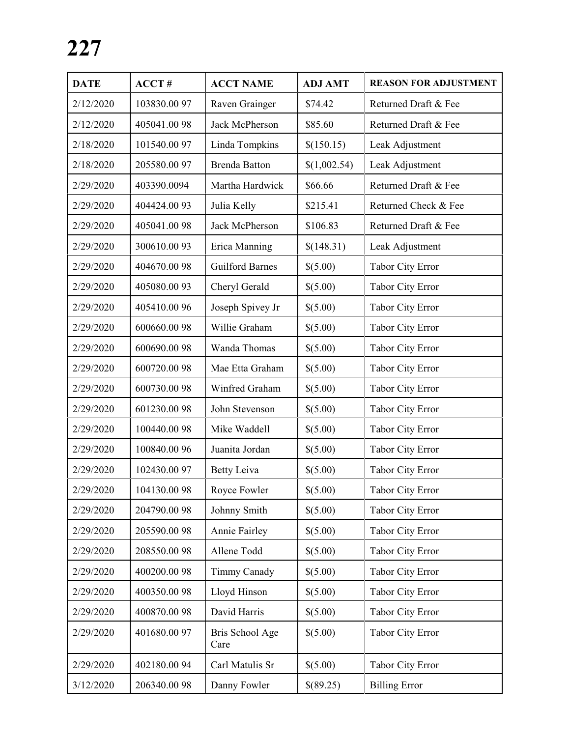# 227

| DATE | ACCT # | ACCT NAME | ADJ AMT | REASON FOR ADJUSTMENT |
|---|---|---|---|---|
| 2/12/2020 | 103830.00 97 | Raven Grainger | $74.42 | Returned Draft & Fee |
| 2/12/2020 | 405041.00 98 | Jack McPherson | $85.60 | Returned Draft & Fee |
| 2/18/2020 | 101540.00 97 | Linda Tompkins | $(150.15) | Leak Adjustment |
| 2/18/2020 | 205580.00 97 | Brenda Batton | $(1,002.54) | Leak Adjustment |
| 2/29/2020 | 403390.0094 | Martha Hardwick | $66.66 | Returned Draft & Fee |
| 2/29/2020 | 404424.00 93 | Julia Kelly | $215.41 | Returned Check & Fee |
| 2/29/2020 | 405041.00 98 | Jack McPherson | $106.83 | Returned Draft & Fee |
| 2/29/2020 | 300610.00 93 | Erica Manning | $(148.31) | Leak Adjustment |
| 2/29/2020 | 404670.00 98 | Guilford Barnes | $(5.00) | Tabor City Error |
| 2/29/2020 | 405080.00 93 | Cheryl Gerald | $(5.00) | Tabor City Error |
| 2/29/2020 | 405410.00 96 | Joseph Spivey Jr | $(5.00) | Tabor City Error |
| 2/29/2020 | 600660.00 98 | Willie Graham | $(5.00) | Tabor City Error |
| 2/29/2020 | 600690.00 98 | Wanda Thomas | $(5.00) | Tabor City Error |
| 2/29/2020 | 600720.00 98 | Mae Etta Graham | $(5.00) | Tabor City Error |
| 2/29/2020 | 600730.00 98 | Winfred Graham | $(5.00) | Tabor City Error |
| 2/29/2020 | 601230.00 98 | John Stevenson | $(5.00) | Tabor City Error |
| 2/29/2020 | 100440.00 98 | Mike Waddell | $(5.00) | Tabor City Error |
| 2/29/2020 | 100840.00 96 | Juanita Jordan | $(5.00) | Tabor City Error |
| 2/29/2020 | 102430.00 97 | Betty Leiva | $(5.00) | Tabor City Error |
| 2/29/2020 | 104130.00 98 | Royce Fowler | $(5.00) | Tabor City Error |
| 2/29/2020 | 204790.00 98 | Johnny Smith | $(5.00) | Tabor City Error |
| 2/29/2020 | 205590.00 98 | Annie Fairley | $(5.00) | Tabor City Error |
| 2/29/2020 | 208550.00 98 | Allene Todd | $(5.00) | Tabor City Error |
| 2/29/2020 | 400200.00 98 | Timmy Canady | $(5.00) | Tabor City Error |
| 2/29/2020 | 400350.00 98 | Lloyd Hinson | $(5.00) | Tabor City Error |
| 2/29/2020 | 400870.00 98 | David Harris | $(5.00) | Tabor City Error |
| 2/29/2020 | 401680.00 97 | Bris School Age Care | $(5.00) | Tabor City Error |
| 2/29/2020 | 402180.00 94 | Carl Matulis Sr | $(5.00) | Tabor City Error |
| 3/12/2020 | 206340.00 98 | Danny Fowler | $(89.25) | Billing Error |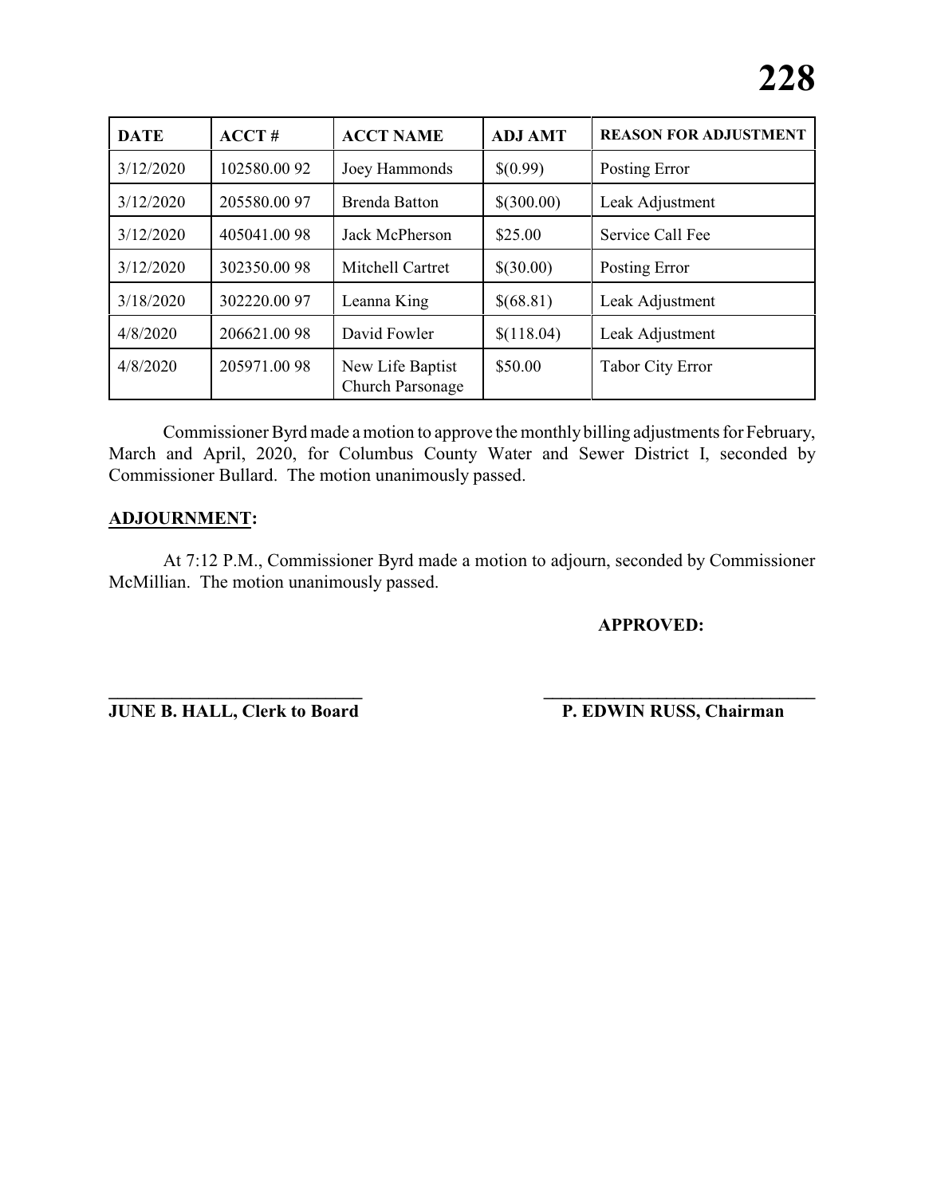| DATE | ACCT # | ACCT NAME | ADJ AMT | REASON FOR ADJUSTMENT |
|---|---|---|---|---|
| 3/12/2020 | 102580.00 92 | Joey Hammonds | $(0.99) | Posting Error |
| 3/12/2020 | 205580.00 97 | Brenda Batton | $(300.00) | Leak Adjustment |
| 3/12/2020 | 405041.00 98 | Jack McPherson | $25.00 | Service Call Fee |
| 3/12/2020 | 302350.00 98 | Mitchell Cartret | $(30.00) | Posting Error |
| 3/18/2020 | 302220.00 97 | Leanna King | $(68.81) | Leak Adjustment |
| 4/8/2020 | 206621.00 98 | David Fowler | $(118.04) | Leak Adjustment |
| 4/8/2020 | 205971.00 98 | New Life Baptist Church Parsonage | $50.00 | Tabor City Error |

Commissioner Byrd made a motion to approve the monthly billing adjustments for February, March and April, 2020, for Columbus County Water and Sewer District I, seconded by Commissioner Bullard. The motion unanimously passed.

**ADJOURNMENT:**

At 7:12 P.M., Commissioner Byrd made a motion to adjourn, seconded by Commissioner McMillian. The motion unanimously passed.

**APPROVED:**

**JUNE B. HALL, Clerk to Board** **P. EDWIN RUSS, Chairman**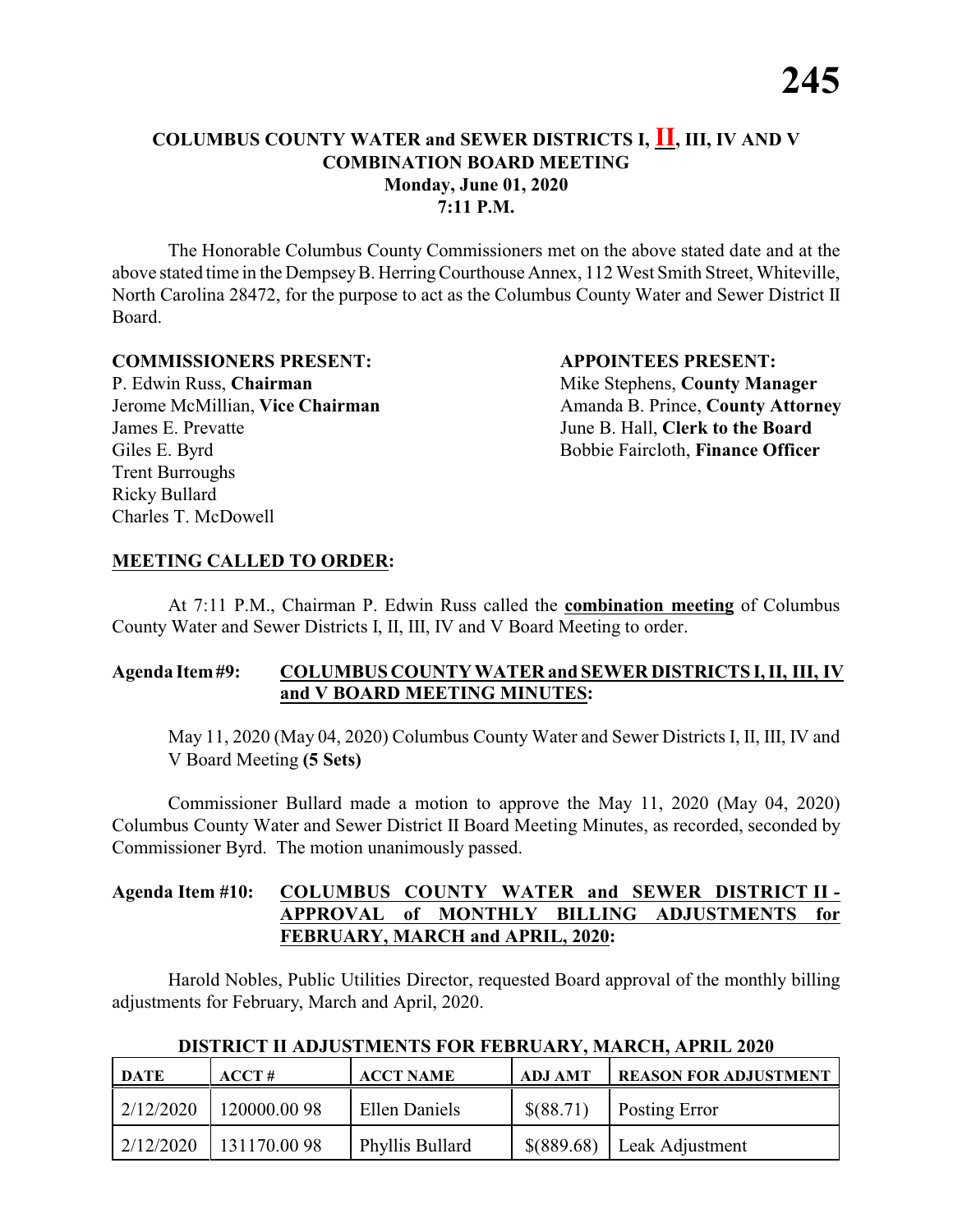## COLUMBUS COUNTY WATER and SEWER DISTRICTS I, II, III, IV AND V COMBINATION BOARD MEETING
**Monday, June 01, 2020**
**7:11 P.M.**

The Honorable Columbus County Commissioners met on the above stated date and at the above stated time in the Dempsey B. Herring Courthouse Annex, 112 West Smith Street, Whiteville, North Carolina 28472, for the purpose to act as the Columbus County Water and Sewer District II Board.

**COMMISSIONERS PRESENT:**
P. Edwin Russ, **Chairman**
Jerome McMillian, **Vice Chairman**
James E. Prevatte
Giles E. Byrd
Trent Burroughs
Ricky Bullard
Charles T. McDowell

**APPOINTEES PRESENT:**
Mike Stephens, **County Manager**
Amanda B. Prince, **County Attorney**
June B. Hall, **Clerk to the Board**
Bobbie Faircloth, **Finance Officer**

**MEETING CALLED TO ORDER:**

At 7:11 P.M., Chairman P. Edwin Russ called the **combination meeting** of Columbus County Water and Sewer Districts I, II, III, IV and V Board Meeting to order.

**Agenda Item #9: COLUMBUS COUNTY WATER and SEWER DISTRICTS I, II, III, IV and V BOARD MEETING MINUTES:**

May 11, 2020 (May 04, 2020) Columbus County Water and Sewer Districts I, II, III, IV and V Board Meeting **(5 Sets)**

Commissioner Bullard made a motion to approve the May 11, 2020 (May 04, 2020) Columbus County Water and Sewer District II Board Meeting Minutes, as recorded, seconded by Commissioner Byrd. The motion unanimously passed.

**Agenda Item #10: COLUMBUS COUNTY WATER and SEWER DISTRICT II - APPROVAL of MONTHLY BILLING ADJUSTMENTS for FEBRUARY, MARCH and APRIL, 2020:**

Harold Nobles, Public Utilities Director, requested Board approval of the monthly billing adjustments for February, March and April, 2020.

**DISTRICT II ADJUSTMENTS FOR FEBRUARY, MARCH, APRIL 2020**

| DATE | ACCT # | ACCT NAME | ADJ AMT | REASON FOR ADJUSTMENT |
|---|---|---|---|---|
| 2/12/2020 | 120000.00 98 | Ellen Daniels | $(88.71) | Posting Error |
| 2/12/2020 | 131170.00 98 | Phyllis Bullard | $(889.68) | Leak Adjustment |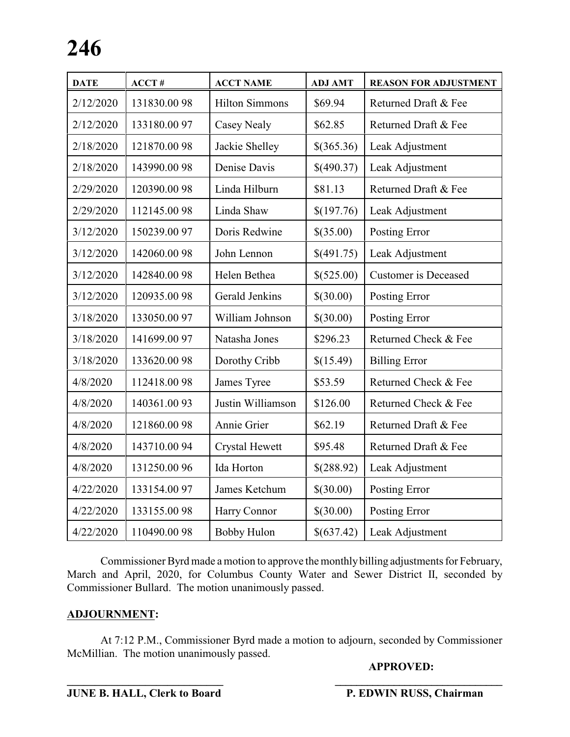| DATE | ACCT # | ACCT NAME | ADJ AMT | REASON FOR ADJUSTMENT |
|---|---|---|---|---|
| 2/12/2020 | 131830.00 98 | Hilton Simmons | $69.94 | Returned Draft & Fee |
| 2/12/2020 | 133180.00 97 | Casey Nealy | $62.85 | Returned Draft & Fee |
| 2/18/2020 | 121870.00 98 | Jackie Shelley | $(365.36) | Leak Adjustment |
| 2/18/2020 | 143990.00 98 | Denise Davis | $(490.37) | Leak Adjustment |
| 2/29/2020 | 120390.00 98 | Linda Hilburn | $81.13 | Returned Draft & Fee |
| 2/29/2020 | 112145.00 98 | Linda Shaw | $(197.76) | Leak Adjustment |
| 3/12/2020 | 150239.00 97 | Doris Redwine | $(35.00) | Posting Error |
| 3/12/2020 | 142060.00 98 | John Lennon | $(491.75) | Leak Adjustment |
| 3/12/2020 | 142840.00 98 | Helen Bethea | $(525.00) | Customer is Deceased |
| 3/12/2020 | 120935.00 98 | Gerald Jenkins | $(30.00) | Posting Error |
| 3/18/2020 | 133050.00 97 | William Johnson | $(30.00) | Posting Error |
| 3/18/2020 | 141699.00 97 | Natasha Jones | $296.23 | Returned Check & Fee |
| 3/18/2020 | 133620.00 98 | Dorothy Cribb | $(15.49) | Billing Error |
| 4/8/2020 | 112418.00 98 | James Tyree | $53.59 | Returned Check & Fee |
| 4/8/2020 | 140361.00 93 | Justin Williamson | $126.00 | Returned Check & Fee |
| 4/8/2020 | 121860.00 98 | Annie Grier | $62.19 | Returned Draft & Fee |
| 4/8/2020 | 143710.00 94 | Crystal Hewett | $95.48 | Returned Draft & Fee |
| 4/8/2020 | 131250.00 96 | Ida Horton | $(288.92) | Leak Adjustment |
| 4/22/2020 | 133154.00 97 | James Ketchum | $(30.00) | Posting Error |
| 4/22/2020 | 133155.00 98 | Harry Connor | $(30.00) | Posting Error |
| 4/22/2020 | 110490.00 98 | Bobby Hulon | $(637.42) | Leak Adjustment |

Commissioner Byrd made a motion to approve the monthly billing adjustments for February, March and April, 2020, for Columbus County Water and Sewer District II, seconded by Commissioner Bullard. The motion unanimously passed.

**ADJOURNMENT:**

At 7:12 P.M., Commissioner Byrd made a motion to adjourn, seconded by Commissioner McMillian. The motion unanimously passed.

**APPROVED:**

**JUNE B. HALL, Clerk to Board** **P. EDWIN RUSS, Chairman**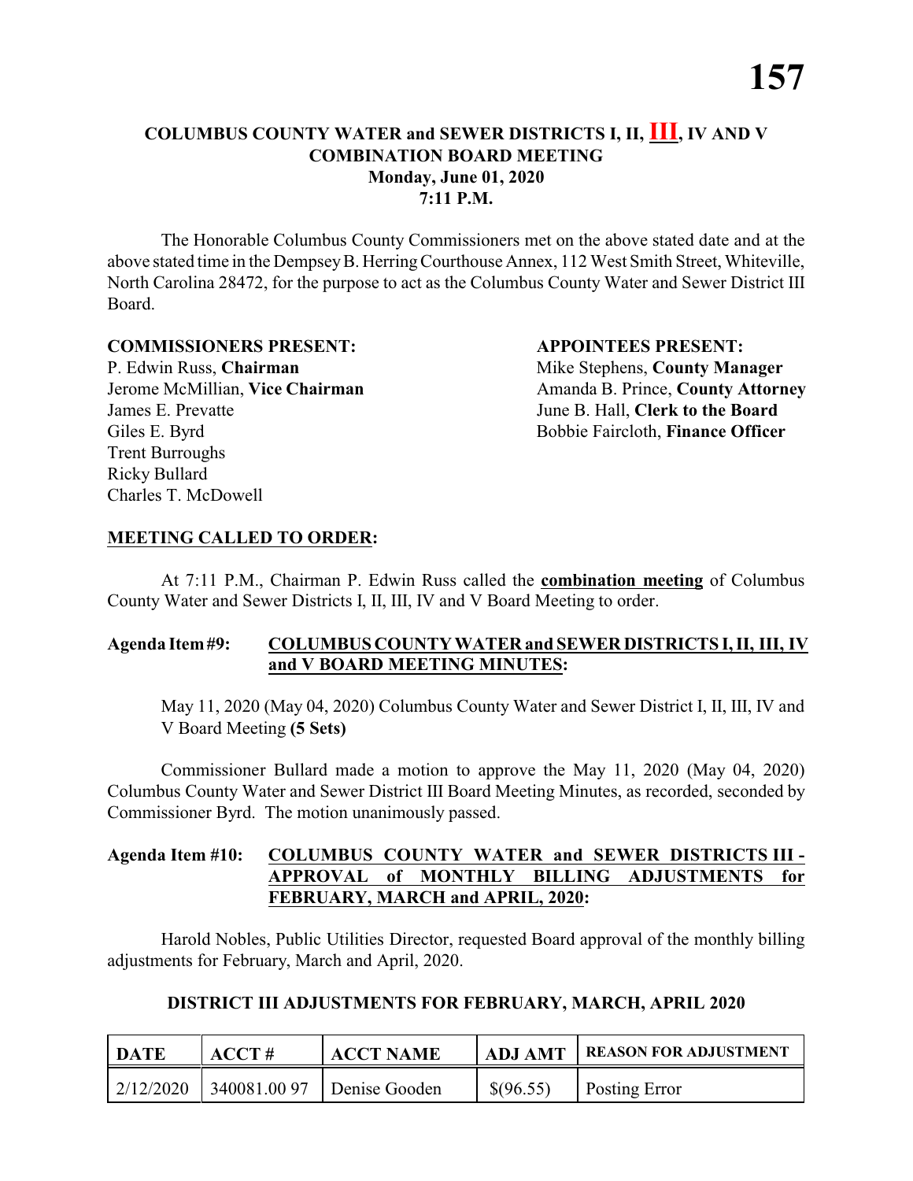# COLUMBUS COUNTY WATER and SEWER DISTRICTS I, II, III, IV AND V
## COMBINATION BOARD MEETING
### Monday, June 01, 2020
### 7:11 P.M.

The Honorable Columbus County Commissioners met on the above stated date and at the above stated time in the Dempsey B. Herring Courthouse Annex, 112 West Smith Street, Whiteville, North Carolina 28472, for the purpose to act as the Columbus County Water and Sewer District III Board.

**COMMISSIONERS PRESENT:**
P. Edwin Russ, **Chairman**
Jerome McMillian, **Vice Chairman**
James E. Prevatte
Giles E. Byrd
Trent Burroughs
Ricky Bullard
Charles T. McDowell

**APPOINTEES PRESENT:**
Mike Stephens, **County Manager**
Amanda B. Prince, **County Attorney**
June B. Hall, **Clerk to the Board**
Bobbie Faircloth, **Finance Officer**

**MEETING CALLED TO ORDER:**

At 7:11 P.M., Chairman P. Edwin Russ called the **combination meeting** of Columbus County Water and Sewer Districts I, II, III, IV and V Board Meeting to order.

**Agenda Item #9: COLUMBUS COUNTY WATER and SEWER DISTRICTS I, II, III, IV and V BOARD MEETING MINUTES:**

May 11, 2020 (May 04, 2020) Columbus County Water and Sewer District I, II, III, IV and V Board Meeting **(5 Sets)**

Commissioner Bullard made a motion to approve the May 11, 2020 (May 04, 2020) Columbus County Water and Sewer District III Board Meeting Minutes, as recorded, seconded by Commissioner Byrd. The motion unanimously passed.

**Agenda Item #10: COLUMBUS COUNTY WATER and SEWER DISTRICTS III - APPROVAL of MONTHLY BILLING ADJUSTMENTS for FEBRUARY, MARCH and APRIL, 2020:**

Harold Nobles, Public Utilities Director, requested Board approval of the monthly billing adjustments for February, March and April, 2020.

**DISTRICT III ADJUSTMENTS FOR FEBRUARY, MARCH, APRIL 2020**

| DATE | ACCT # | ACCT NAME | ADJ AMT | REASON FOR ADJUSTMENT |
|---|---|---|---|---|
| 2/12/2020 | 340081.00 97 | Denise Gooden | $(96.55) | Posting Error |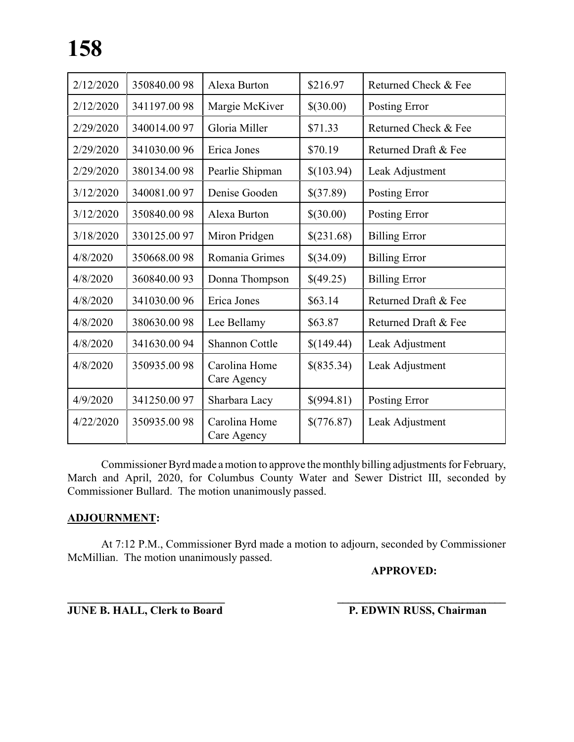| 2/12/2020 | 350840.00 98 | Alexa Burton | $216.97 | Returned Check & Fee |
|---|---|---|---|---|
| 2/12/2020 | 341197.00 98 | Margie McKiver | $(30.00) | Posting Error |
| 2/29/2020 | 340014.00 97 | Gloria Miller | $71.33 | Returned Check & Fee |
| 2/29/2020 | 341030.00 96 | Erica Jones | $70.19 | Returned Draft & Fee |
| 2/29/2020 | 380134.00 98 | Pearlie Shipman | $(103.94) | Leak Adjustment |
| 3/12/2020 | 340081.00 97 | Denise Gooden | $(37.89) | Posting Error |
| 3/12/2020 | 350840.00 98 | Alexa Burton | $(30.00) | Posting Error |
| 3/18/2020 | 330125.00 97 | Miron Pridgen | $(231.68) | Billing Error |
| 4/8/2020 | 350668.00 98 | Romania Grimes | $(34.09) | Billing Error |
| 4/8/2020 | 360840.00 93 | Donna Thompson | $(49.25) | Billing Error |
| 4/8/2020 | 341030.00 96 | Erica Jones | $63.14 | Returned Draft & Fee |
| 4/8/2020 | 380630.00 98 | Lee Bellamy | $63.87 | Returned Draft & Fee |
| 4/8/2020 | 341630.00 94 | Shannon Cottle | $(149.44) | Leak Adjustment |
| 4/8/2020 | 350935.00 98 | Carolina Home Care Agency | $(835.34) | Leak Adjustment |
| 4/9/2020 | 341250.00 97 | Sharbara Lacy | $(994.81) | Posting Error |
| 4/22/2020 | 350935.00 98 | Carolina Home Care Agency | $(776.87) | Leak Adjustment |

Commissioner Byrd made a motion to approve the monthly billing adjustments for February, March and April, 2020, for Columbus County Water and Sewer District III, seconded by Commissioner Bullard. The motion unanimously passed.

**ADJOURNMENT:**

At 7:12 P.M., Commissioner Byrd made a motion to adjourn, seconded by Commissioner McMillian. The motion unanimously passed.

**APPROVED:**

**JUNE B. HALL, Clerk to Board** **P. EDWIN RUSS, Chairman**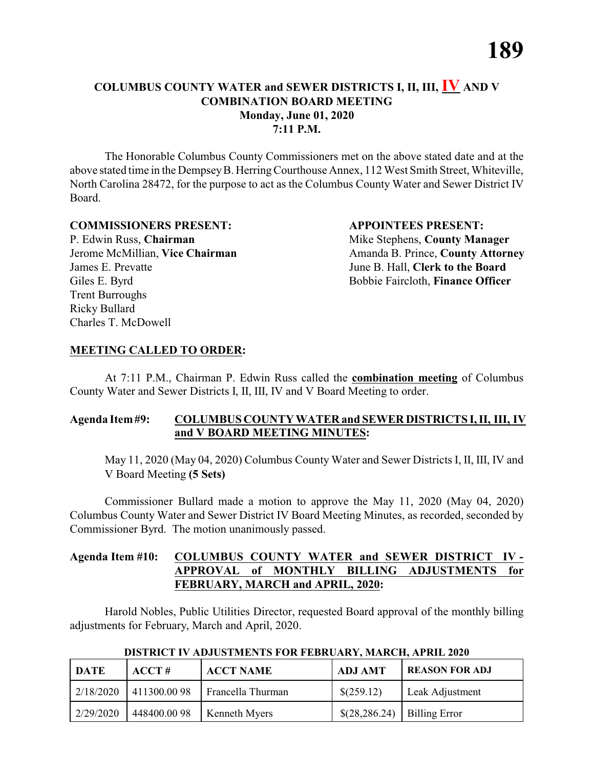# COLUMBUS COUNTY WATER and SEWER DISTRICTS I, II, III, IV AND V COMBINATION BOARD MEETING

**Monday, June 01, 2020**
**7:11 P.M.**

The Honorable Columbus County Commissioners met on the above stated date and at the above stated time in the Dempsey B. Herring Courthouse Annex, 112 West Smith Street, Whiteville, North Carolina 28472, for the purpose to act as the Columbus County Water and Sewer District IV Board.

**COMMISSIONERS PRESENT:**

P. Edwin Russ, **Chairman**
Jerome McMillian, **Vice Chairman**
James E. Prevatte
Giles E. Byrd
Trent Burroughs
Ricky Bullard
Charles T. McDowell

**APPOINTEES PRESENT:**

Mike Stephens, **County Manager**
Amanda B. Prince, **County Attorney**
June B. Hall, **Clerk to the Board**
Bobbie Faircloth, **Finance Officer**

**MEETING CALLED TO ORDER:**

At 7:11 P.M., Chairman P. Edwin Russ called the **combination meeting** of Columbus County Water and Sewer Districts I, II, III, IV and V Board Meeting to order.

**Agenda Item #9: COLUMBUS COUNTY WATER and SEWER DISTRICTS I, II, III, IV and V BOARD MEETING MINUTES:**

May 11, 2020 (May 04, 2020) Columbus County Water and Sewer Districts I, II, III, IV and V Board Meeting **(5 Sets)**

Commissioner Bullard made a motion to approve the May 11, 2020 (May 04, 2020) Columbus County Water and Sewer District IV Board Meeting Minutes, as recorded, seconded by Commissioner Byrd. The motion unanimously passed.

**Agenda Item #10: COLUMBUS COUNTY WATER and SEWER DISTRICT IV - APPROVAL of MONTHLY BILLING ADJUSTMENTS for FEBRUARY, MARCH and APRIL, 2020:**

Harold Nobles, Public Utilities Director, requested Board approval of the monthly billing adjustments for February, March and April, 2020.

**DISTRICT IV ADJUSTMENTS FOR FEBRUARY, MARCH, APRIL 2020**

| DATE | ACCT # | ACCT NAME | ADJ AMT | REASON FOR ADJ |
|---|---|---|---|---|
| 2/18/2020 | 411300.00 98 | Francella Thurman | $(259.12) | Leak Adjustment |
| 2/29/2020 | 448400.00 98 | Kenneth Myers | $(28,286.24) | Billing Error |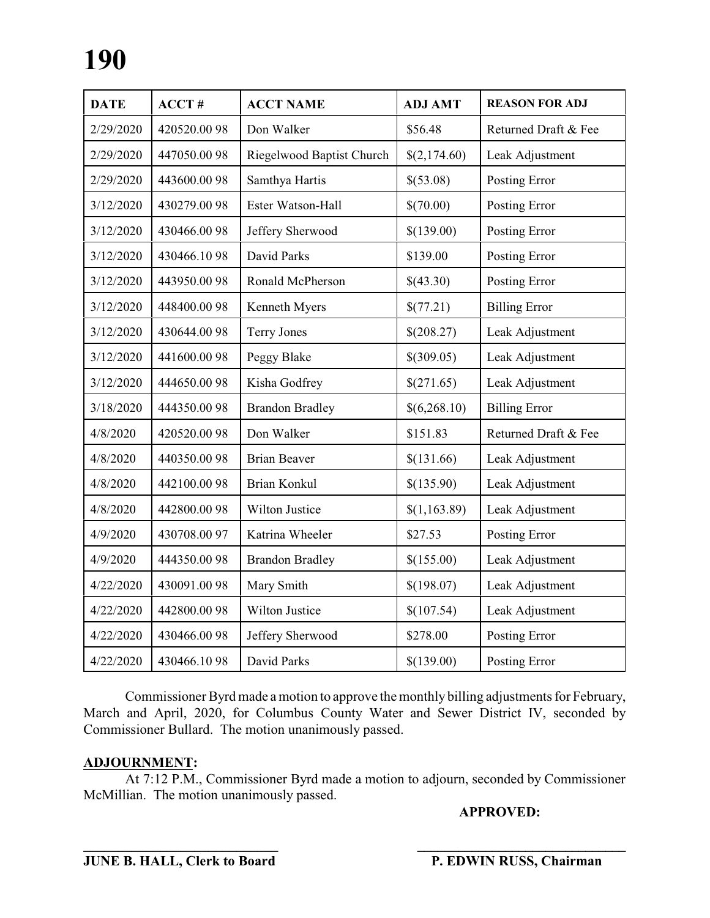| DATE | ACCT # | ACCT NAME | ADJ AMT | REASON FOR ADJ |
|---|---|---|---|---|
| 2/29/2020 | 420520.00 98 | Don Walker | $56.48 | Returned Draft & Fee |
| 2/29/2020 | 447050.00 98 | Riegelwood Baptist Church | $(2,174.60) | Leak Adjustment |
| 2/29/2020 | 443600.00 98 | Samthya Hartis | $(53.08) | Posting Error |
| 3/12/2020 | 430279.00 98 | Ester Watson-Hall | $(70.00) | Posting Error |
| 3/12/2020 | 430466.00 98 | Jeffery Sherwood | $(139.00) | Posting Error |
| 3/12/2020 | 430466.10 98 | David Parks | $139.00 | Posting Error |
| 3/12/2020 | 443950.00 98 | Ronald McPherson | $(43.30) | Posting Error |
| 3/12/2020 | 448400.00 98 | Kenneth Myers | $(77.21) | Billing Error |
| 3/12/2020 | 430644.00 98 | Terry Jones | $(208.27) | Leak Adjustment |
| 3/12/2020 | 441600.00 98 | Peggy Blake | $(309.05) | Leak Adjustment |
| 3/12/2020 | 444650.00 98 | Kisha Godfrey | $(271.65) | Leak Adjustment |
| 3/18/2020 | 444350.00 98 | Brandon Bradley | $(6,268.10) | Billing Error |
| 4/8/2020 | 420520.00 98 | Don Walker | $151.83 | Returned Draft & Fee |
| 4/8/2020 | 440350.00 98 | Brian Beaver | $(131.66) | Leak Adjustment |
| 4/8/2020 | 442100.00 98 | Brian Konkul | $(135.90) | Leak Adjustment |
| 4/8/2020 | 442800.00 98 | Wilton Justice | $(1,163.89) | Leak Adjustment |
| 4/9/2020 | 430708.00 97 | Katrina Wheeler | $27.53 | Posting Error |
| 4/9/2020 | 444350.00 98 | Brandon Bradley | $(155.00) | Leak Adjustment |
| 4/22/2020 | 430091.00 98 | Mary Smith | $(198.07) | Leak Adjustment |
| 4/22/2020 | 442800.00 98 | Wilton Justice | $(107.54) | Leak Adjustment |
| 4/22/2020 | 430466.00 98 | Jeffery Sherwood | $278.00 | Posting Error |
| 4/22/2020 | 430466.10 98 | David Parks | $(139.00) | Posting Error |

Commissioner Byrd made a motion to approve the monthly billing adjustments for February, March and April, 2020, for Columbus County Water and Sewer District IV, seconded by Commissioner Bullard. The motion unanimously passed.

**ADJOURNMENT:**

At 7:12 P.M., Commissioner Byrd made a motion to adjourn, seconded by Commissioner McMillian. The motion unanimously passed.

**APPROVED:**

**JUNE B. HALL, Clerk to Board** **P. EDWIN RUSS, Chairman**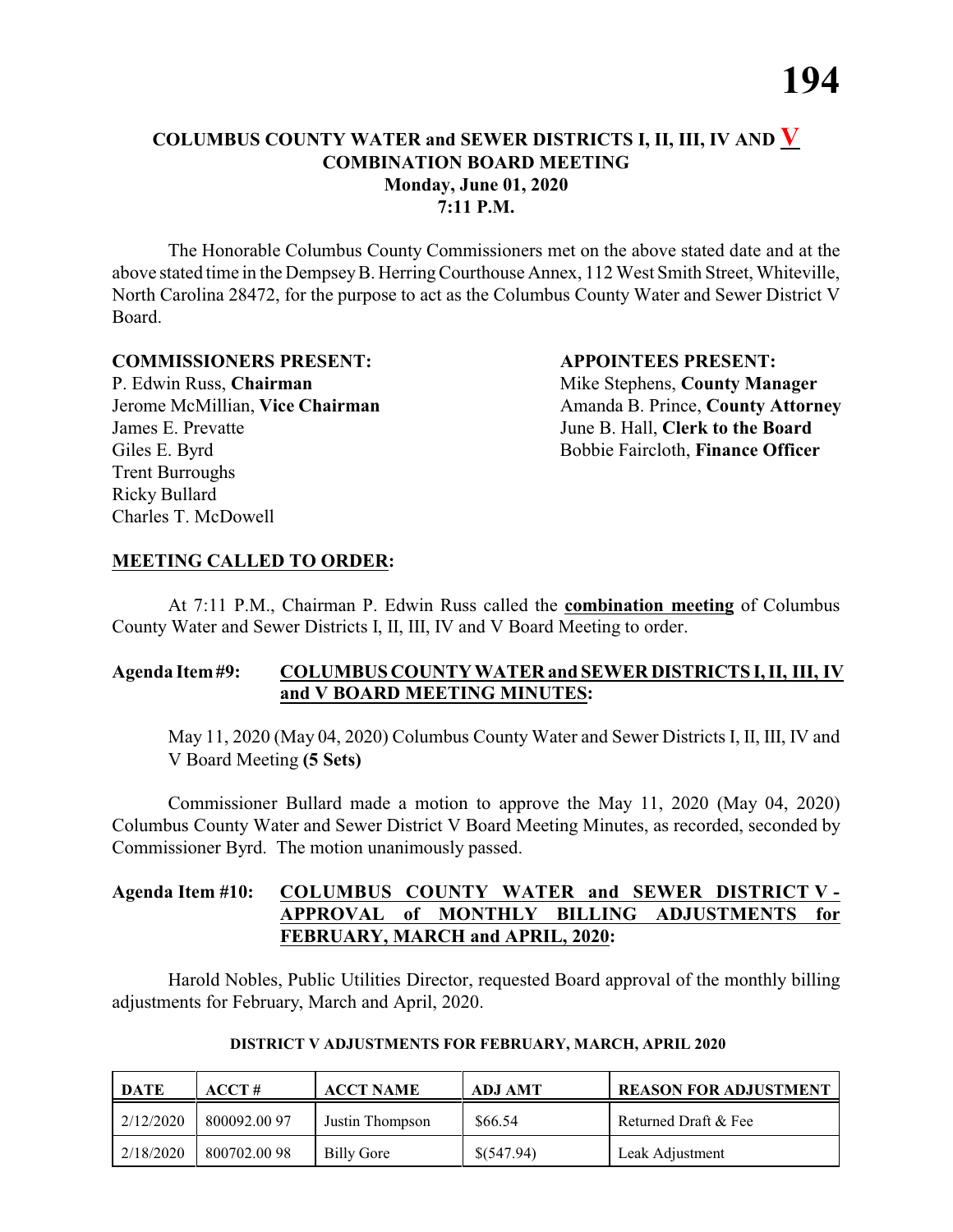# COLUMBUS COUNTY WATER and SEWER DISTRICTS I, II, III, IV AND V
## COMBINATION BOARD MEETING
### Monday, June 01, 2020
### 7:11 P.M.

The Honorable Columbus County Commissioners met on the above stated date and at the above stated time in the Dempsey B. Herring Courthouse Annex, 112 West Smith Street, Whiteville, North Carolina 28472, for the purpose to act as the Columbus County Water and Sewer District V Board.

**COMMISSIONERS PRESENT:**

P. Edwin Russ, **Chairman**
Jerome McMillian, **Vice Chairman**
James E. Prevatte
Giles E. Byrd
Trent Burroughs
Ricky Bullard
Charles T. McDowell

**APPOINTEES PRESENT:**

Mike Stephens, **County Manager**
Amanda B. Prince, **County Attorney**
June B. Hall, **Clerk to the Board**
Bobbie Faircloth, **Finance Officer**

**MEETING CALLED TO ORDER:**

At 7:11 P.M., Chairman P. Edwin Russ called the **combination meeting** of Columbus County Water and Sewer Districts I, II, III, IV and V Board Meeting to order.

**Agenda Item #9: COLUMBUS COUNTY WATER and SEWER DISTRICTS I, II, III, IV and V BOARD MEETING MINUTES:**

May 11, 2020 (May 04, 2020) Columbus County Water and Sewer Districts I, II, III, IV and V Board Meeting **(5 Sets)**

Commissioner Bullard made a motion to approve the May 11, 2020 (May 04, 2020) Columbus County Water and Sewer District V Board Meeting Minutes, as recorded, seconded by Commissioner Byrd. The motion unanimously passed.

**Agenda Item #10: COLUMBUS COUNTY WATER and SEWER DISTRICT V - APPROVAL of MONTHLY BILLING ADJUSTMENTS for FEBRUARY, MARCH and APRIL, 2020:**

Harold Nobles, Public Utilities Director, requested Board approval of the monthly billing adjustments for February, March and April, 2020.

**DISTRICT V ADJUSTMENTS FOR FEBRUARY, MARCH, APRIL 2020**

| DATE | ACCT # | ACCT NAME | ADJ AMT | REASON FOR ADJUSTMENT |
|---|---|---|---|---|
| 2/12/2020 | 800092.00 97 | Justin Thompson | $66.54 | Returned Draft & Fee |
| 2/18/2020 | 800702.00 98 | Billy Gore | $(547.94) | Leak Adjustment |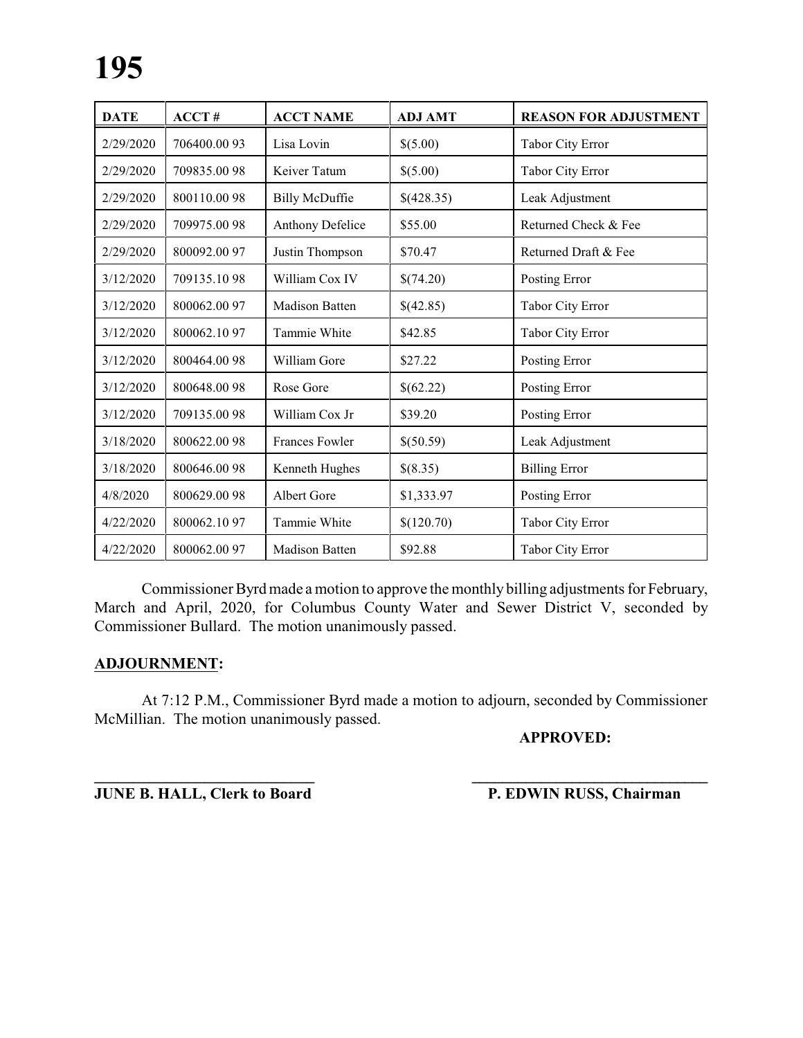| DATE | ACCT # | ACCT NAME | ADJ AMT | REASON FOR ADJUSTMENT |
|---|---|---|---|---|
| 2/29/2020 | 706400.00 93 | Lisa Lovin | $(5.00) | Tabor City Error |
| 2/29/2020 | 709835.00 98 | Keiver Tatum | $(5.00) | Tabor City Error |
| 2/29/2020 | 800110.00 98 | Billy McDuffie | $(428.35) | Leak Adjustment |
| 2/29/2020 | 709975.00 98 | Anthony Defelice | $55.00 | Returned Check & Fee |
| 2/29/2020 | 800092.00 97 | Justin Thompson | $70.47 | Returned Draft & Fee |
| 3/12/2020 | 709135.10 98 | William Cox IV | $(74.20) | Posting Error |
| 3/12/2020 | 800062.00 97 | Madison Batten | $(42.85) | Tabor City Error |
| 3/12/2020 | 800062.10 97 | Tammie White | $42.85 | Tabor City Error |
| 3/12/2020 | 800464.00 98 | William Gore | $27.22 | Posting Error |
| 3/12/2020 | 800648.00 98 | Rose Gore | $(62.22) | Posting Error |
| 3/12/2020 | 709135.00 98 | William Cox Jr | $39.20 | Posting Error |
| 3/18/2020 | 800622.00 98 | Frances Fowler | $(50.59) | Leak Adjustment |
| 3/18/2020 | 800646.00 98 | Kenneth Hughes | $(8.35) | Billing Error |
| 4/8/2020 | 800629.00 98 | Albert Gore | $1,333.97 | Posting Error |
| 4/22/2020 | 800062.10 97 | Tammie White | $(120.70) | Tabor City Error |
| 4/22/2020 | 800062.00 97 | Madison Batten | $92.88 | Tabor City Error |

Commissioner Byrd made a motion to approve the monthly billing adjustments for February, March and April, 2020, for Columbus County Water and Sewer District V, seconded by Commissioner Bullard. The motion unanimously passed.

**ADJOURNMENT:**

At 7:12 P.M., Commissioner Byrd made a motion to adjourn, seconded by Commissioner McMillian. The motion unanimously passed.

**APPROVED:**

_____________________________ _____________________________

**JUNE B. HALL, Clerk to Board** **P. EDWIN RUSS, Chairman**